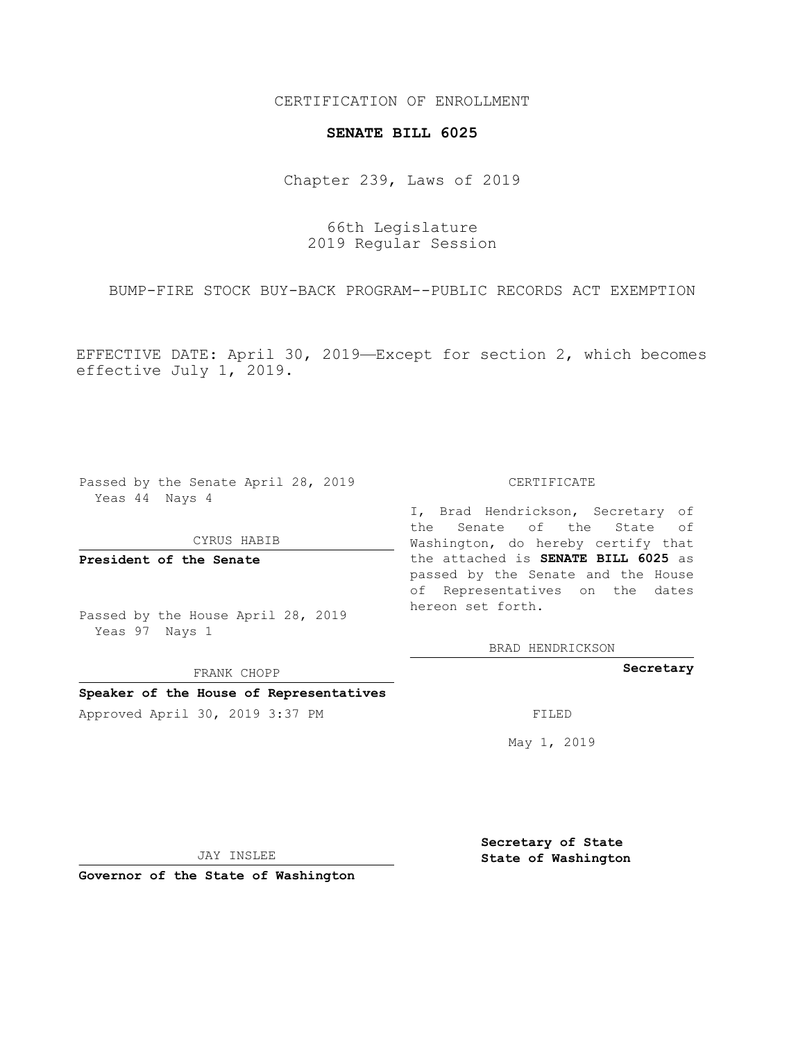CERTIFICATION OF ENROLLMENT

**SENATE BILL 6025**

Chapter 239, Laws of 2019

66th Legislature
2019 Regular Session

BUMP-FIRE STOCK BUY-BACK PROGRAM--PUBLIC RECORDS ACT EXEMPTION

EFFECTIVE DATE: April 30, 2019—Except for section 2, which becomes effective July 1, 2019.

Passed by the Senate April 28, 2019
Yeas 44 Nays 4

CYRUS HABIB

**President of the Senate**

Passed by the House April 28, 2019
Yeas 97 Nays 1

FRANK CHOPP

**Speaker of the House of Representatives**

Approved April 30, 2019 3:37 PM

JAY INSLEE

**Governor of the State of Washington**

CERTIFICATE

I, Brad Hendrickson, Secretary of the Senate of the State of Washington, do hereby certify that the attached is **SENATE BILL 6025** as passed by the Senate and the House of Representatives on the dates hereon set forth.

BRAD HENDRICKSON

**Secretary**

FILED

May 1, 2019

**Secretary of State**
**State of Washington**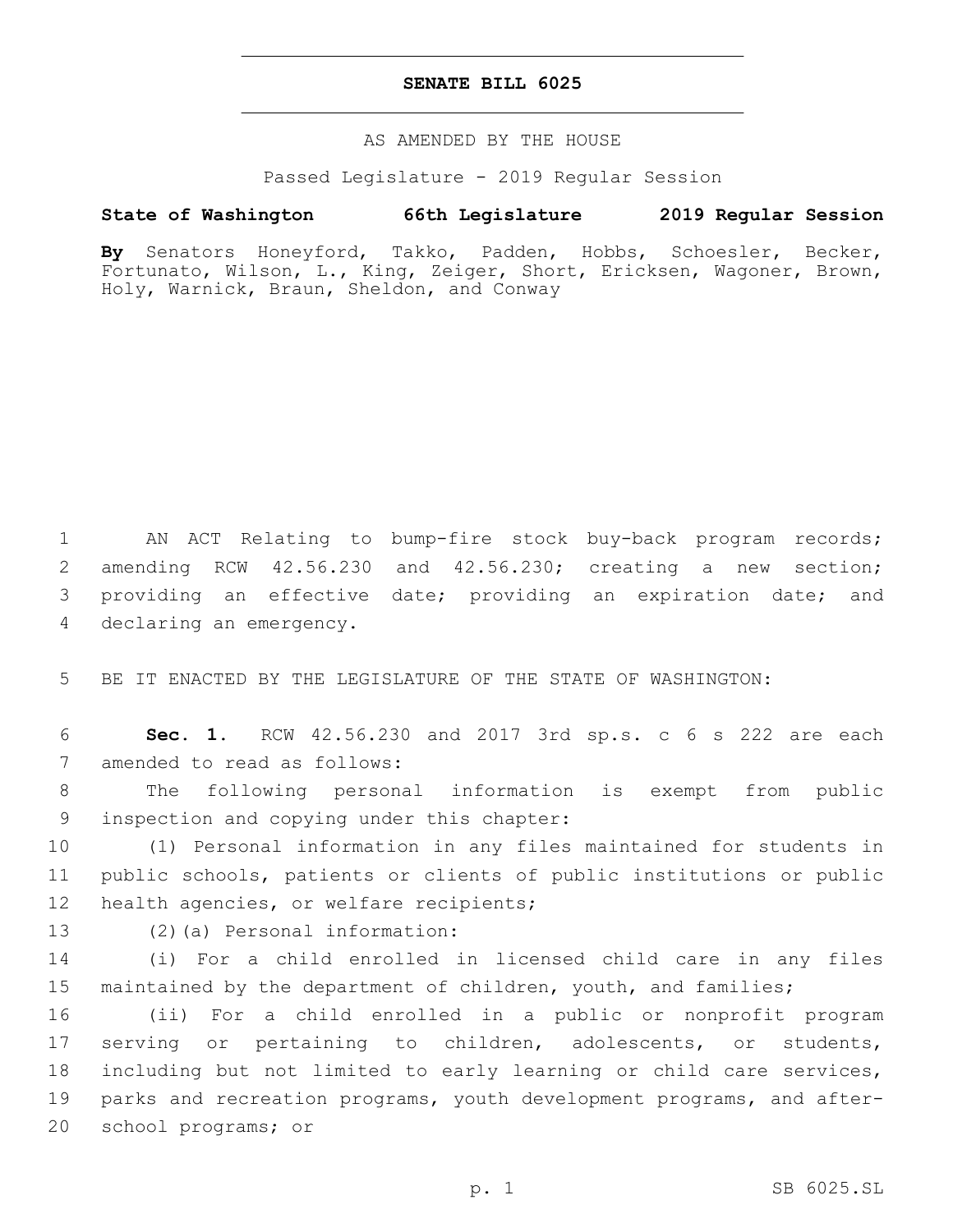# SENATE BILL 6025

AS AMENDED BY THE HOUSE

Passed Legislature - 2019 Regular Session

**State of Washington 66th Legislature 2019 Regular Session**

**By** Senators Honeyford, Takko, Padden, Hobbs, Schoesler, Becker, Fortunato, Wilson, L., King, Zeiger, Short, Ericksen, Wagoner, Brown, Holy, Warnick, Braun, Sheldon, and Conway

1 AN ACT Relating to bump-fire stock buy-back program records; 2 amending RCW 42.56.230 and 42.56.230; creating a new section; 3 providing an effective date; providing an expiration date; and 4 declaring an emergency.

5 BE IT ENACTED BY THE LEGISLATURE OF THE STATE OF WASHINGTON:

6 **Sec. 1.** RCW 42.56.230 and 2017 3rd sp.s. c 6 s 222 are each 7 amended to read as follows:

8 The following personal information is exempt from public 9 inspection and copying under this chapter:

10 (1) Personal information in any files maintained for students in 11 public schools, patients or clients of public institutions or public 12 health agencies, or welfare recipients;

13 (2)(a) Personal information:

14 (i) For a child enrolled in licensed child care in any files 15 maintained by the department of children, youth, and families;

16 (ii) For a child enrolled in a public or nonprofit program 17 serving or pertaining to children, adolescents, or students, 18 including but not limited to early learning or child care services, 19 parks and recreation programs, youth development programs, and after-20 school programs; or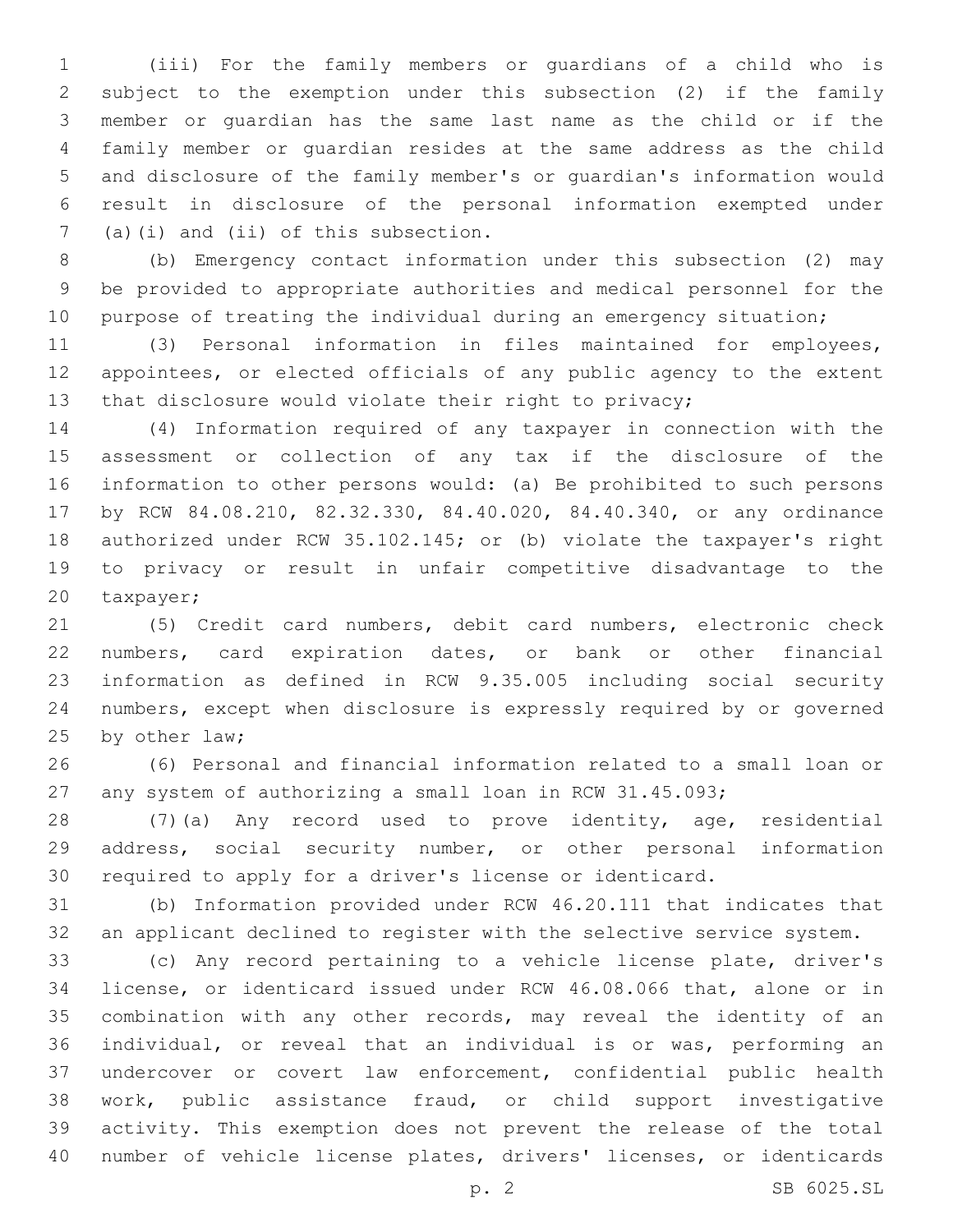(iii) For the family members or guardians of a child who is subject to the exemption under this subsection (2) if the family member or guardian has the same last name as the child or if the family member or guardian resides at the same address as the child and disclosure of the family member's or guardian's information would result in disclosure of the personal information exempted under (a)(i) and (ii) of this subsection.

(b) Emergency contact information under this subsection (2) may be provided to appropriate authorities and medical personnel for the purpose of treating the individual during an emergency situation;

(3) Personal information in files maintained for employees, appointees, or elected officials of any public agency to the extent that disclosure would violate their right to privacy;

(4) Information required of any taxpayer in connection with the assessment or collection of any tax if the disclosure of the information to other persons would: (a) Be prohibited to such persons by RCW 84.08.210, 82.32.330, 84.40.020, 84.40.340, or any ordinance authorized under RCW 35.102.145; or (b) violate the taxpayer's right to privacy or result in unfair competitive disadvantage to the taxpayer;

(5) Credit card numbers, debit card numbers, electronic check numbers, card expiration dates, or bank or other financial information as defined in RCW 9.35.005 including social security numbers, except when disclosure is expressly required by or governed by other law;

(6) Personal and financial information related to a small loan or any system of authorizing a small loan in RCW 31.45.093;

(7)(a) Any record used to prove identity, age, residential address, social security number, or other personal information required to apply for a driver's license or identicard.

(b) Information provided under RCW 46.20.111 that indicates that an applicant declined to register with the selective service system.

(c) Any record pertaining to a vehicle license plate, driver's license, or identicard issued under RCW 46.08.066 that, alone or in combination with any other records, may reveal the identity of an individual, or reveal that an individual is or was, performing an undercover or covert law enforcement, confidential public health work, public assistance fraud, or child support investigative activity. This exemption does not prevent the release of the total number of vehicle license plates, drivers' licenses, or identicards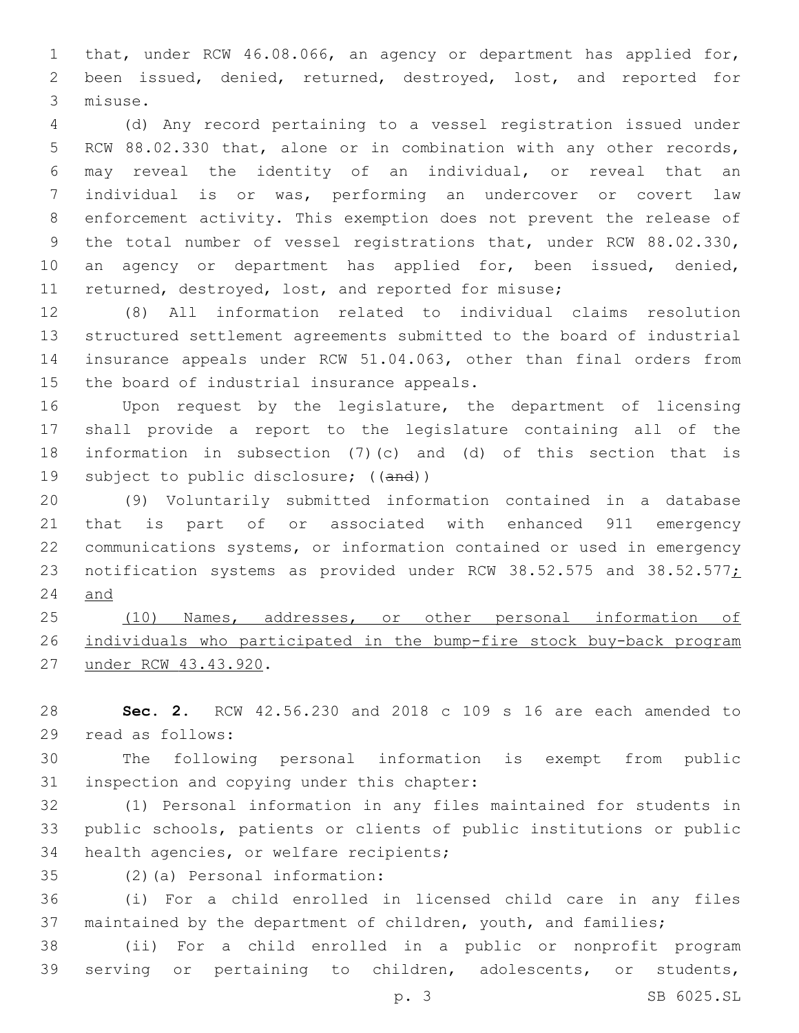that, under RCW 46.08.066, an agency or department has applied for, been issued, denied, returned, destroyed, lost, and reported for misuse.

(d) Any record pertaining to a vessel registration issued under RCW 88.02.330 that, alone or in combination with any other records, may reveal the identity of an individual, or reveal that an individual is or was, performing an undercover or covert law enforcement activity. This exemption does not prevent the release of the total number of vessel registrations that, under RCW 88.02.330, an agency or department has applied for, been issued, denied, returned, destroyed, lost, and reported for misuse;

(8) All information related to individual claims resolution structured settlement agreements submitted to the board of industrial insurance appeals under RCW 51.04.063, other than final orders from the board of industrial insurance appeals.

Upon request by the legislature, the department of licensing shall provide a report to the legislature containing all of the information in subsection (7)(c) and (d) of this section that is subject to public disclosure; ((~~and~~))

(9) Voluntarily submitted information contained in a database that is part of or associated with enhanced 911 emergency communications systems, or information contained or used in emergency notification systems as provided under RCW 38.52.575 and 38.52.577<u>; and</u>

<u>(10) Names, addresses, or other personal information of individuals who participated in the bump-fire stock buy-back program under RCW 43.43.920</u>.

**Sec. 2.** RCW 42.56.230 and 2018 c 109 s 16 are each amended to read as follows:

The following personal information is exempt from public inspection and copying under this chapter:

(1) Personal information in any files maintained for students in public schools, patients or clients of public institutions or public health agencies, or welfare recipients;

(2)(a) Personal information:

(i) For a child enrolled in licensed child care in any files maintained by the department of children, youth, and families;

(ii) For a child enrolled in a public or nonprofit program serving or pertaining to children, adolescents, or students,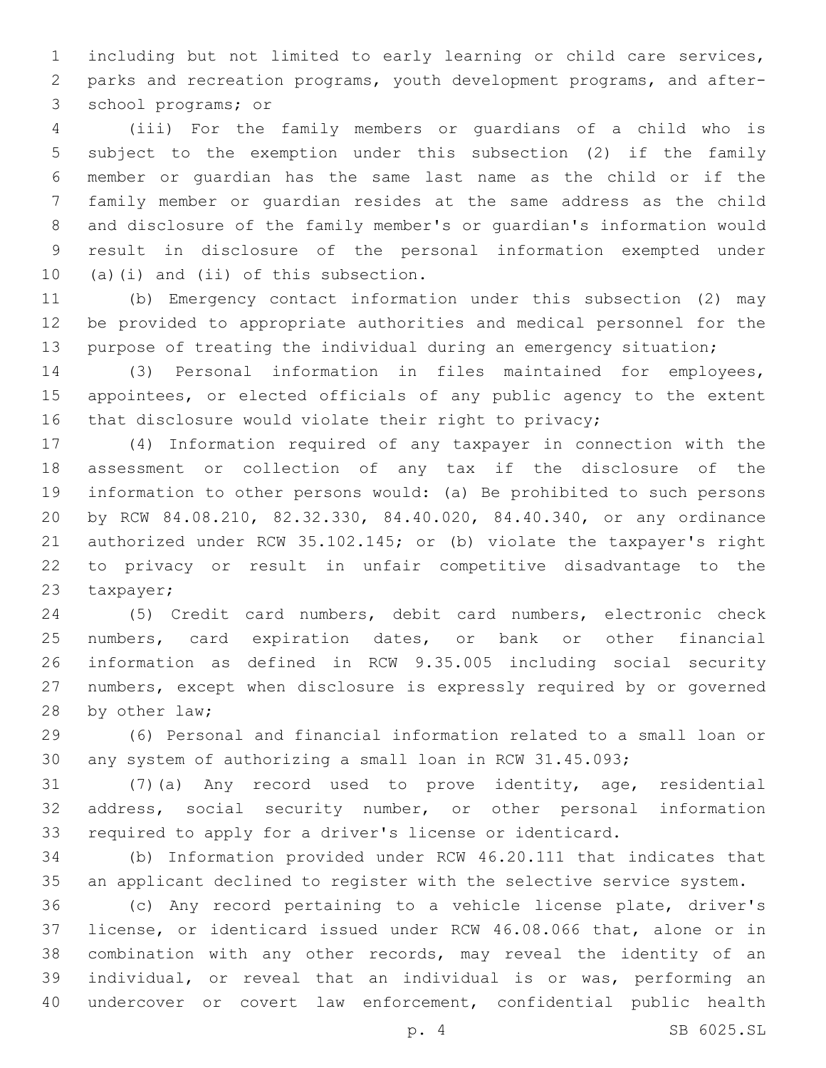including but not limited to early learning or child care services, parks and recreation programs, youth development programs, and after-school programs; or

(iii) For the family members or guardians of a child who is subject to the exemption under this subsection (2) if the family member or guardian has the same last name as the child or if the family member or guardian resides at the same address as the child and disclosure of the family member's or guardian's information would result in disclosure of the personal information exempted under (a)(i) and (ii) of this subsection.

(b) Emergency contact information under this subsection (2) may be provided to appropriate authorities and medical personnel for the purpose of treating the individual during an emergency situation;

(3) Personal information in files maintained for employees, appointees, or elected officials of any public agency to the extent that disclosure would violate their right to privacy;

(4) Information required of any taxpayer in connection with the assessment or collection of any tax if the disclosure of the information to other persons would: (a) Be prohibited to such persons by RCW 84.08.210, 82.32.330, 84.40.020, 84.40.340, or any ordinance authorized under RCW 35.102.145; or (b) violate the taxpayer's right to privacy or result in unfair competitive disadvantage to the taxpayer;

(5) Credit card numbers, debit card numbers, electronic check numbers, card expiration dates, or bank or other financial information as defined in RCW 9.35.005 including social security numbers, except when disclosure is expressly required by or governed by other law;

(6) Personal and financial information related to a small loan or any system of authorizing a small loan in RCW 31.45.093;

(7)(a) Any record used to prove identity, age, residential address, social security number, or other personal information required to apply for a driver's license or identicard.

(b) Information provided under RCW 46.20.111 that indicates that an applicant declined to register with the selective service system.

(c) Any record pertaining to a vehicle license plate, driver's license, or identicard issued under RCW 46.08.066 that, alone or in combination with any other records, may reveal the identity of an individual, or reveal that an individual is or was, performing an undercover or covert law enforcement, confidential public health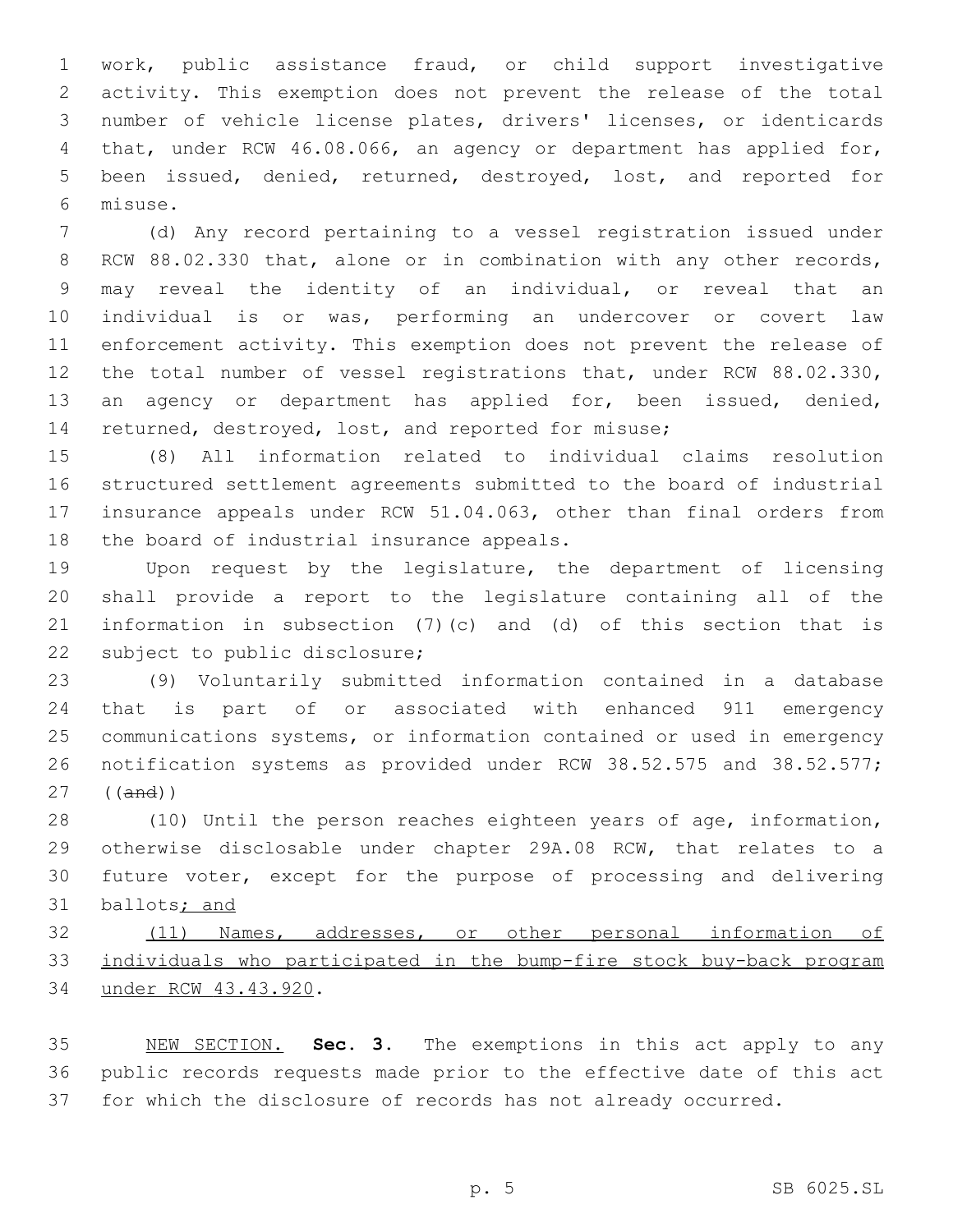work, public assistance fraud, or child support investigative activity. This exemption does not prevent the release of the total number of vehicle license plates, drivers' licenses, or identicards that, under RCW 46.08.066, an agency or department has applied for, been issued, denied, returned, destroyed, lost, and reported for misuse.

(d) Any record pertaining to a vessel registration issued under RCW 88.02.330 that, alone or in combination with any other records, may reveal the identity of an individual, or reveal that an individual is or was, performing an undercover or covert law enforcement activity. This exemption does not prevent the release of the total number of vessel registrations that, under RCW 88.02.330, an agency or department has applied for, been issued, denied, returned, destroyed, lost, and reported for misuse;

(8) All information related to individual claims resolution structured settlement agreements submitted to the board of industrial insurance appeals under RCW 51.04.063, other than final orders from the board of industrial insurance appeals.

Upon request by the legislature, the department of licensing shall provide a report to the legislature containing all of the information in subsection (7)(c) and (d) of this section that is subject to public disclosure;

(9) Voluntarily submitted information contained in a database that is part of or associated with enhanced 911 emergency communications systems, or information contained or used in emergency notification systems as provided under RCW 38.52.575 and 38.52.577; ((~~and~~))

(10) Until the person reaches eighteen years of age, information, otherwise disclosable under chapter 29A.08 RCW, that relates to a future voter, except for the purpose of processing and delivering ballots<u>; and</u>

<u>(11) Names, addresses, or other personal information of individuals who participated in the bump-fire stock buy-back program under RCW 43.43.920</u>.

<u>NEW SECTION.</u> **Sec. 3.** The exemptions in this act apply to any public records requests made prior to the effective date of this act for which the disclosure of records has not already occurred.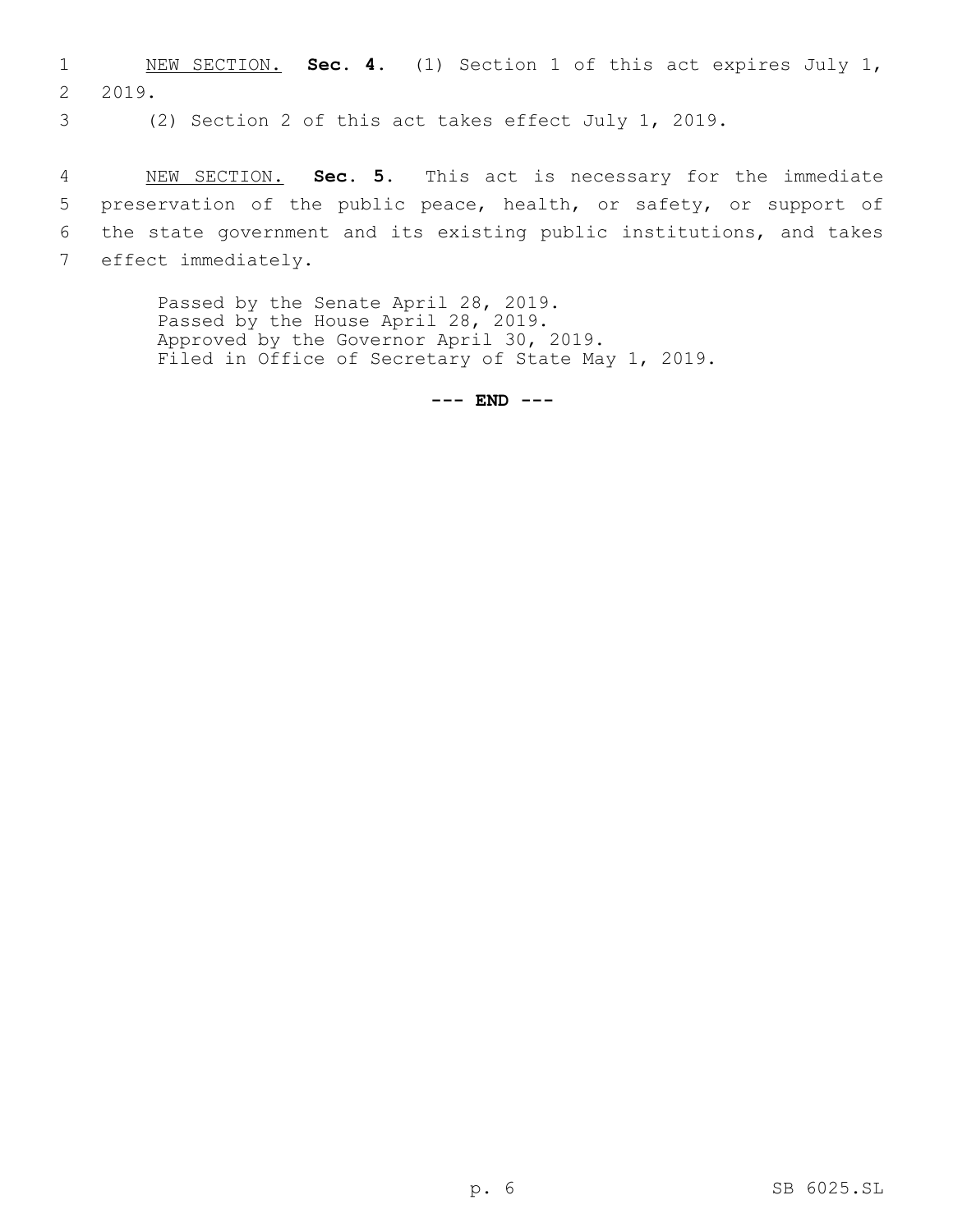NEW SECTION. **Sec. 4.** (1) Section 1 of this act expires July 1, 2019.

(2) Section 2 of this act takes effect July 1, 2019.

NEW SECTION. **Sec. 5.** This act is necessary for the immediate preservation of the public peace, health, or safety, or support of the state government and its existing public institutions, and takes effect immediately.

Passed by the Senate April 28, 2019.
Passed by the House April 28, 2019.
Approved by the Governor April 30, 2019.
Filed in Office of Secretary of State May 1, 2019.

**--- END ---**